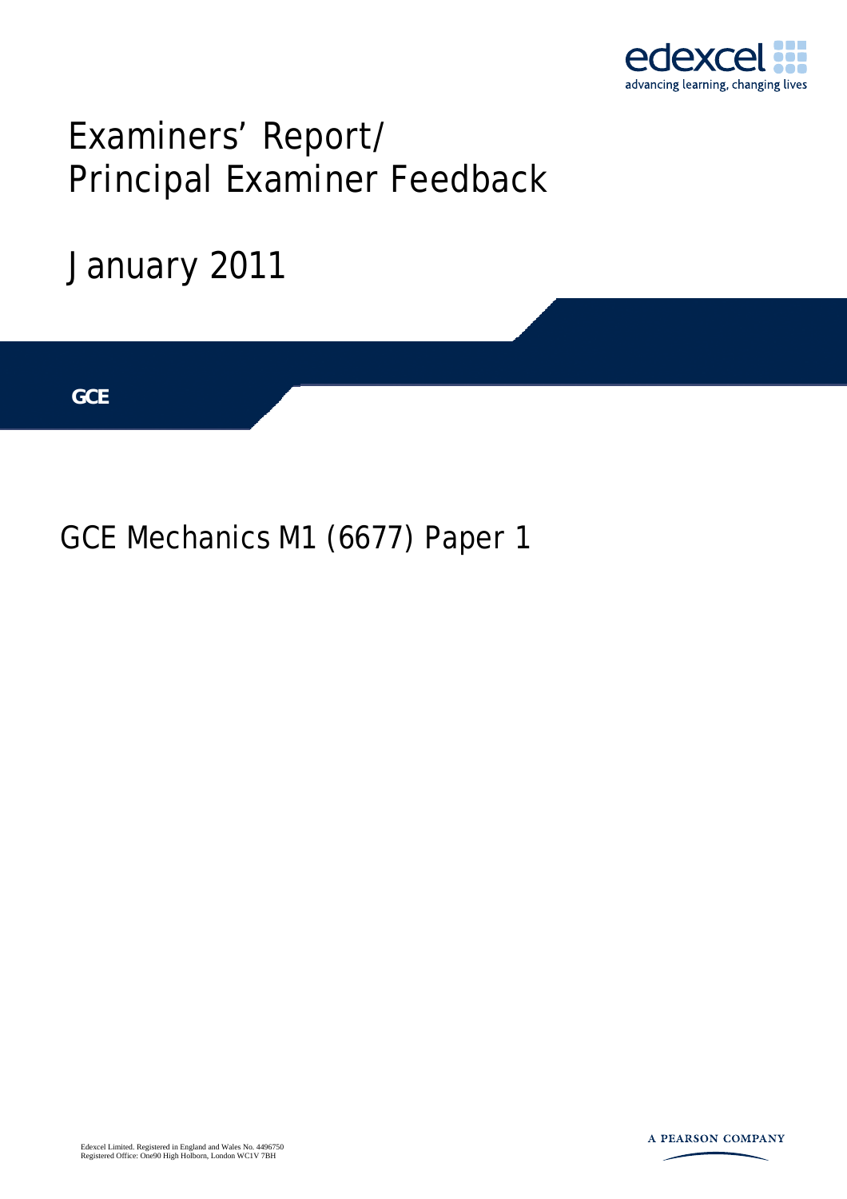edexcel

advancing learning, changing lives

# Examiners' Report/ Principal Examiner Feedback

## January 2011

**GCE**

## GCE Mechanics M1 (6677) Paper 1

Edexcel Limited. Registered in England and Wales No. 4496750
Registered Office: One90 High Holborn, London WC1V 7BH

A PEARSON COMPANY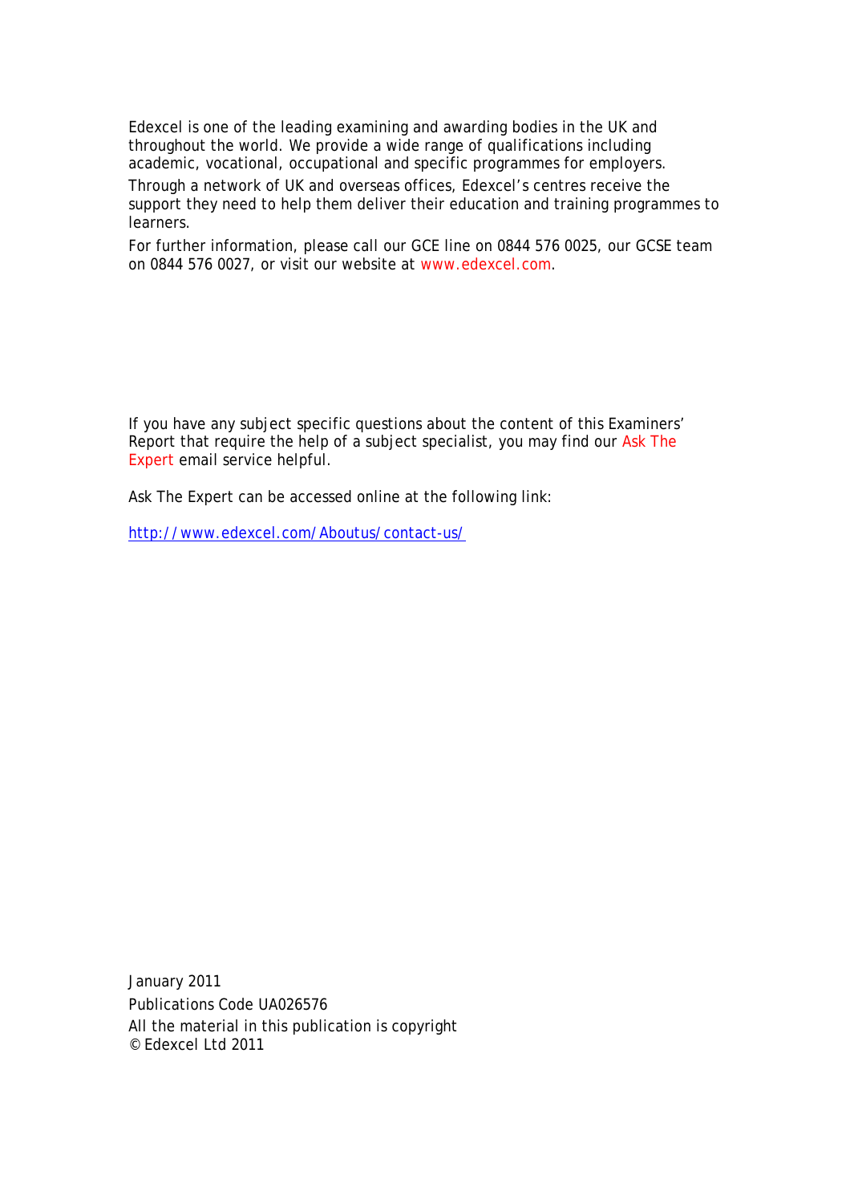Edexcel is one of the leading examining and awarding bodies in the UK and throughout the world. We provide a wide range of qualifications including academic, vocational, occupational and specific programmes for employers.

Through a network of UK and overseas offices, Edexcel's centres receive the support they need to help them deliver their education and training programmes to learners.

For further information, please call our GCE line on 0844 576 0025, our GCSE team on 0844 576 0027, or visit our website at www.edexcel.com.

If you have any subject specific questions about the content of this Examiners' Report that require the help of a subject specialist, you may find our Ask The Expert email service helpful.

Ask The Expert can be accessed online at the following link:

http://www.edexcel.com/Aboutus/contact-us/

January 2011

Publications Code UA026576

All the material in this publication is copyright
© Edexcel Ltd 2011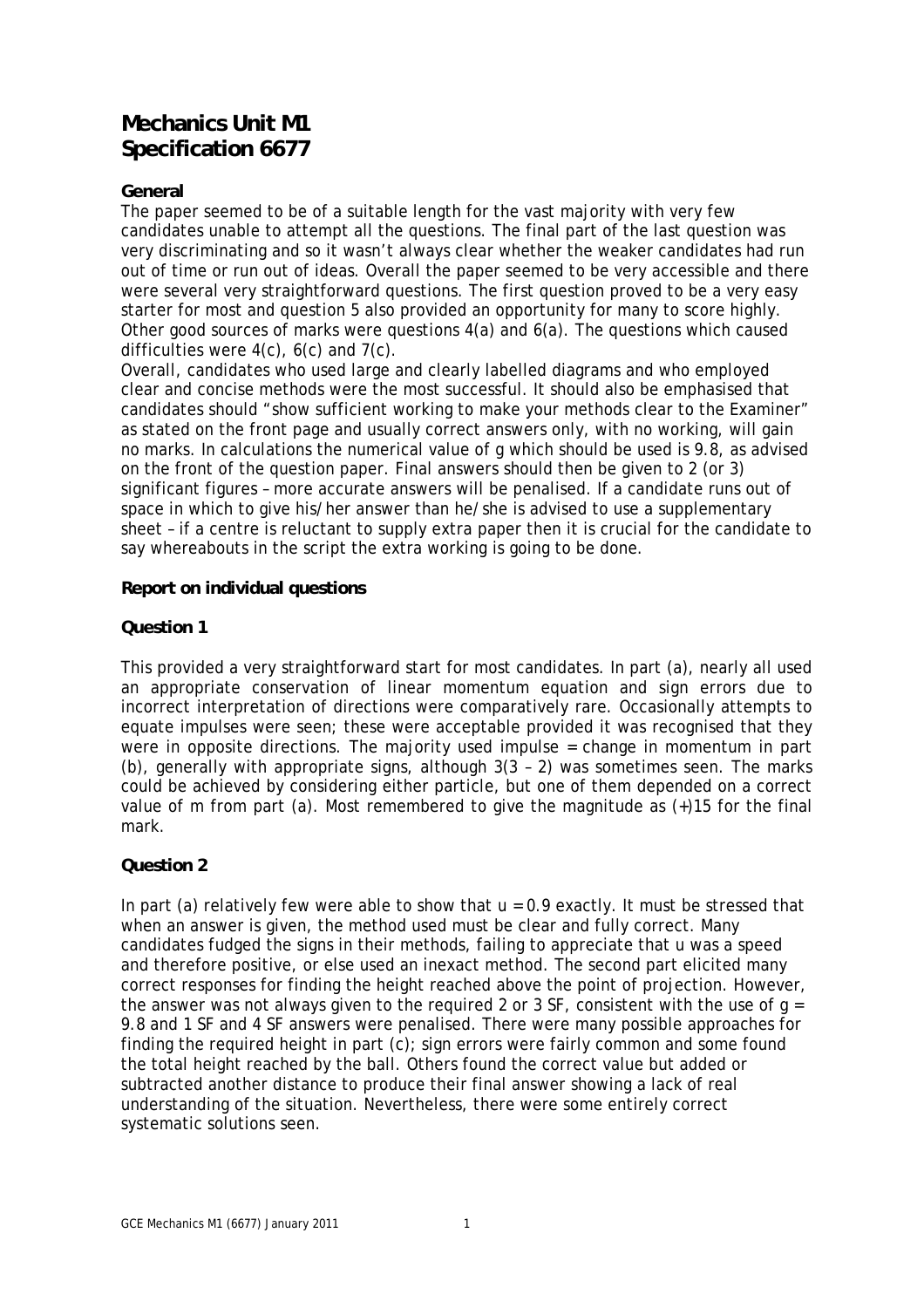# Mechanics Unit M1
# Specification 6677

### General

The paper seemed to be of a suitable length for the vast majority with very few candidates unable to attempt all the questions. The final part of the last question was very discriminating and so it wasn't always clear whether the weaker candidates had run out of time or run out of ideas. Overall the paper seemed to be very accessible and there were several very straightforward questions. The first question proved to be a very easy starter for most and question 5 also provided an opportunity for many to score highly. Other good sources of marks were questions 4(a) and 6(a). The questions which caused difficulties were 4(c), 6(c) and 7(c).

Overall, candidates who used large and clearly labelled diagrams and who employed clear and concise methods were the most successful. It should also be emphasised that candidates should "show sufficient working to make your methods clear to the Examiner" as stated on the front page and usually correct answers only, with no working, will gain no marks. In calculations the numerical value of g which should be used is 9.8, as advised on the front of the question paper. Final answers should then be given to 2 (or 3) significant figures – more accurate answers will be penalised. If a candidate runs out of space in which to give his/her answer than he/she is advised to use a supplementary sheet – if a centre is reluctant to supply extra paper then it is crucial for the candidate to say whereabouts in the script the extra working is going to be done.

### Report on individual questions

### Question 1

This provided a very straightforward start for most candidates. In part (a), nearly all used an appropriate conservation of linear momentum equation and sign errors due to incorrect interpretation of directions were comparatively rare. Occasionally attempts to equate impulses were seen; these were acceptable provided it was recognised that they were in opposite directions. The majority used impulse = change in momentum in part (b), generally with appropriate signs, although $3(3 - 2)$ was sometimes seen. The marks could be achieved by considering either particle, but one of them depended on a correct value of $m$ from part (a). Most remembered to give the magnitude as (+)15 for the final mark.

### Question 2

In part (a) relatively few were able to show that $u = 0.9$ exactly. It must be stressed that when an answer is given, the method used must be clear and fully correct. Many candidates fudged the signs in their methods, failing to appreciate that $u$ was a speed and therefore positive, or else used an inexact method. The second part elicited many correct responses for finding the height reached above the point of projection. However, the answer was not always given to the required 2 or 3 SF, consistent with the use of $g = 9.8$ and 1 SF and 4 SF answers were penalised. There were many possible approaches for finding the required height in part (c); sign errors were fairly common and some found the total height reached by the ball. Others found the correct value but added or subtracted another distance to produce their final answer showing a lack of real understanding of the situation. Nevertheless, there were some entirely correct systematic solutions seen.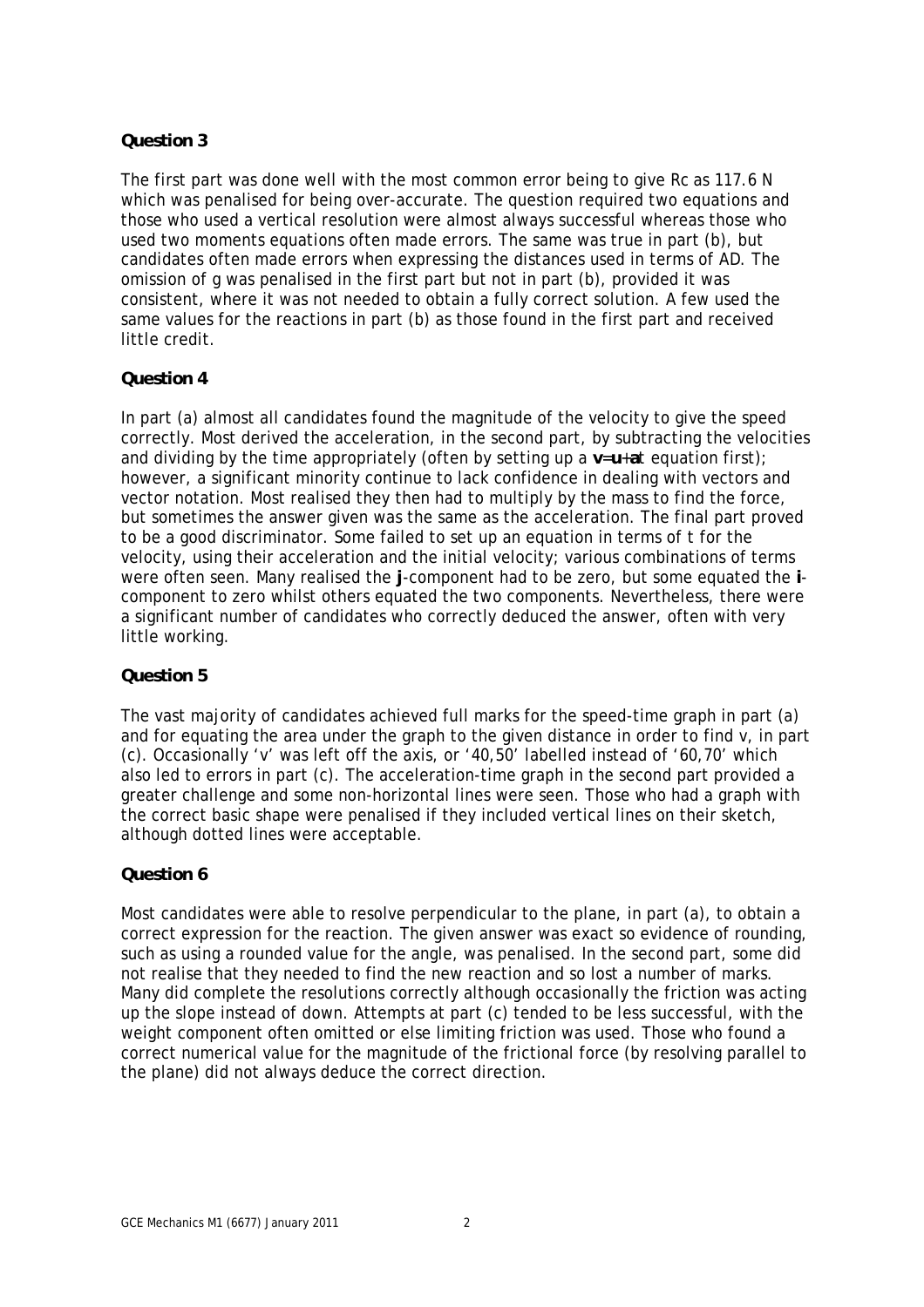**Question 3**

The first part was done well with the most common error being to give Rc as 117.6 N which was penalised for being over-accurate. The question required two equations and those who used a vertical resolution were almost always successful whereas those who used two moments equations often made errors. The same was true in part (b), but candidates often made errors when expressing the distances used in terms of AD. The omission of g was penalised in the first part but not in part (b), provided it was consistent, where it was not needed to obtain a fully correct solution. A few used the same values for the reactions in part (b) as those found in the first part and received little credit.

**Question 4**

In part (a) almost all candidates found the magnitude of the velocity to give the speed correctly. Most derived the acceleration, in the second part, by subtracting the velocities and dividing by the time appropriately (often by setting up a $\mathbf{v}=\mathbf{u}+\mathbf{a}t$ equation first); however, a significant minority continue to lack confidence in dealing with vectors and vector notation. Most realised they then had to multiply by the mass to find the force, but sometimes the answer given was the same as the acceleration. The final part proved to be a good discriminator. Some failed to set up an equation in terms of t for the velocity, using their acceleration and the initial velocity; various combinations of terms were often seen. Many realised the $\mathbf{j}$-component had to be zero, but some equated the $\mathbf{i}$-component to zero whilst others equated the two components. Nevertheless, there were a significant number of candidates who correctly deduced the answer, often with very little working.

**Question 5**

The vast majority of candidates achieved full marks for the speed-time graph in part (a) and for equating the area under the graph to the given distance in order to find v, in part (c). Occasionally 'v' was left off the axis, or '40,50' labelled instead of '60,70' which also led to errors in part (c). The acceleration-time graph in the second part provided a greater challenge and some non-horizontal lines were seen. Those who had a graph with the correct basic shape were penalised if they included vertical lines on their sketch, although dotted lines were acceptable.

**Question 6**

Most candidates were able to resolve perpendicular to the plane, in part (a), to obtain a correct expression for the reaction. The given answer was exact so evidence of rounding, such as using a rounded value for the angle, was penalised. In the second part, some did not realise that they needed to find the new reaction and so lost a number of marks. Many did complete the resolutions correctly although occasionally the friction was acting up the slope instead of down. Attempts at part (c) tended to be less successful, with the weight component often omitted or else limiting friction was used. Those who found a correct numerical value for the magnitude of the frictional force (by resolving parallel to the plane) did not always deduce the correct direction.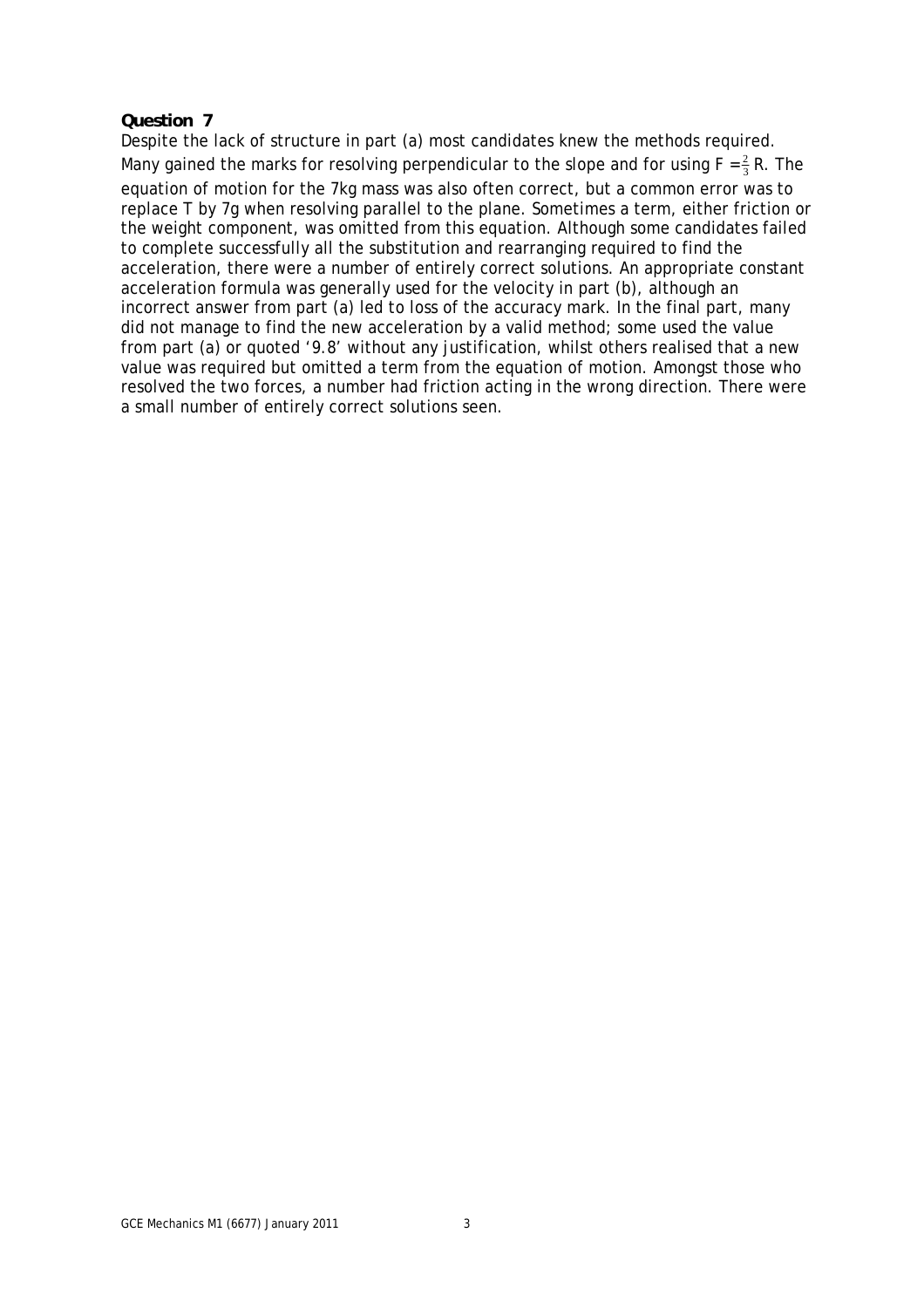**Question 7**

Despite the lack of structure in part (a) most candidates knew the methods required. Many gained the marks for resolving perpendicular to the slope and for using $F = \frac{2}{3}R$. The equation of motion for the 7kg mass was also often correct, but a common error was to replace T by 7g when resolving parallel to the plane. Sometimes a term, either friction or the weight component, was omitted from this equation. Although some candidates failed to complete successfully all the substitution and rearranging required to find the acceleration, there were a number of entirely correct solutions. An appropriate constant acceleration formula was generally used for the velocity in part (b), although an incorrect answer from part (a) led to loss of the accuracy mark. In the final part, many did not manage to find the new acceleration by a valid method; some used the value from part (a) or quoted '9.8' without any justification, whilst others realised that a new value was required but omitted a term from the equation of motion. Amongst those who resolved the two forces, a number had friction acting in the wrong direction. There were a small number of entirely correct solutions seen.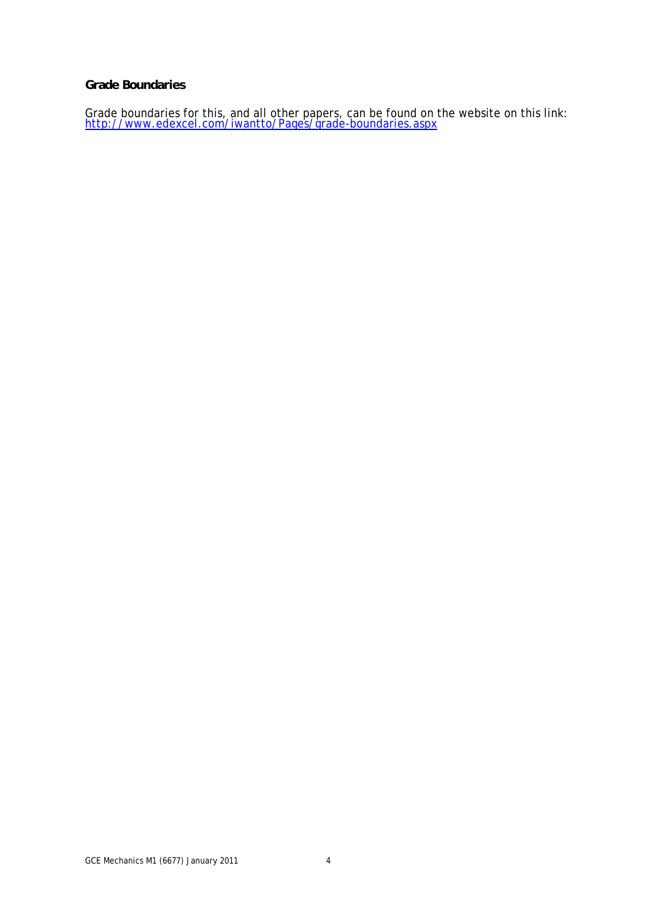**Grade Boundaries**

Grade boundaries for this, and all other papers, can be found on the website on this link:
[http://www.edexcel.com/iwantto/Pages/grade-boundaries.aspx](http://www.edexcel.com/iwantto/Pages/grade-boundaries.aspx)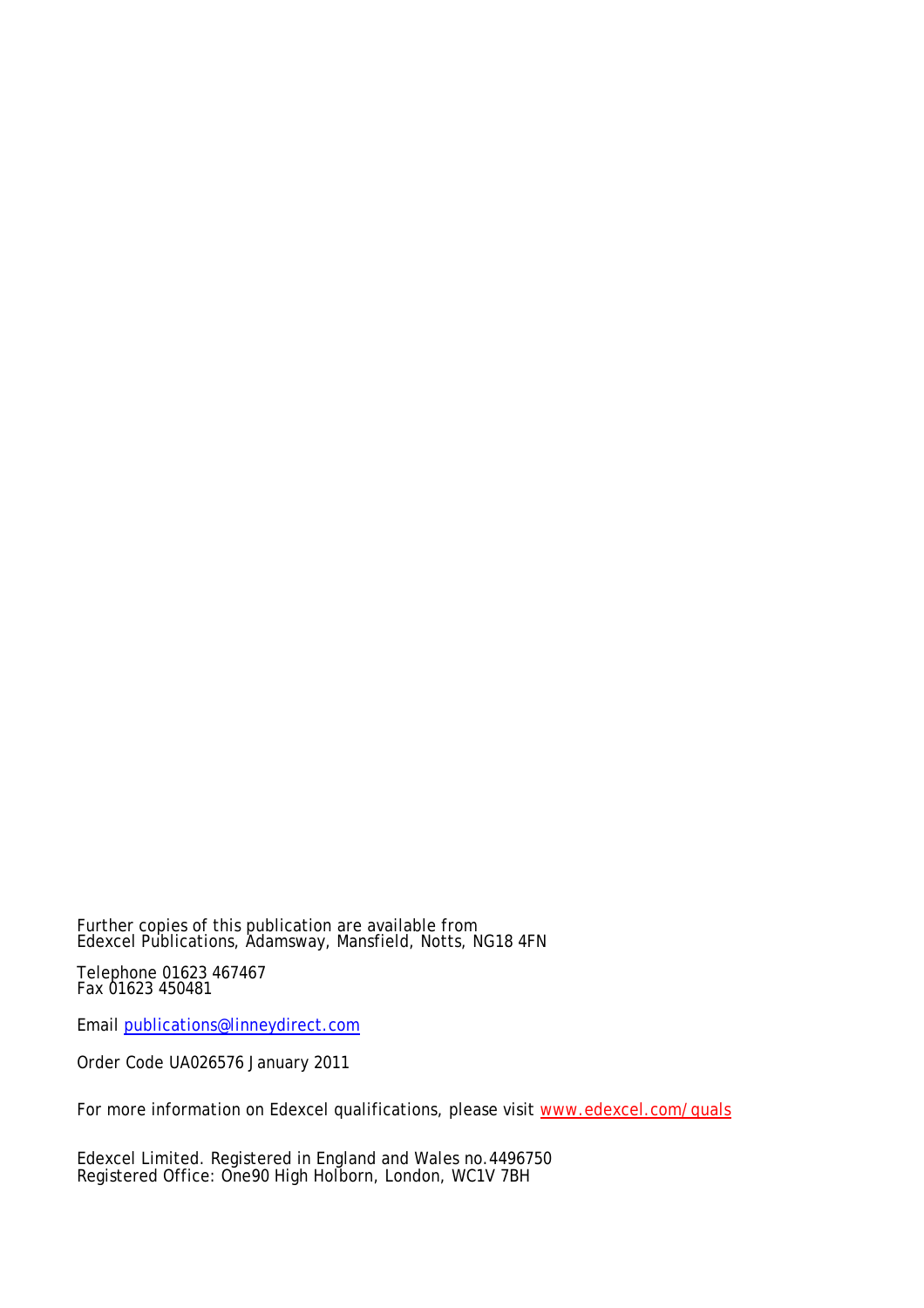Further copies of this publication are available from
Edexcel Publications, Adamsway, Mansfield, Notts, NG18 4FN

Telephone 01623 467467
Fax 01623 450481

Email publications@linneydirect.com

Order Code UA026576 January 2011

For more information on Edexcel qualifications, please visit www.edexcel.com/quals

Edexcel Limited. Registered in England and Wales no.4496750
Registered Office: One90 High Holborn, London, WC1V 7BH